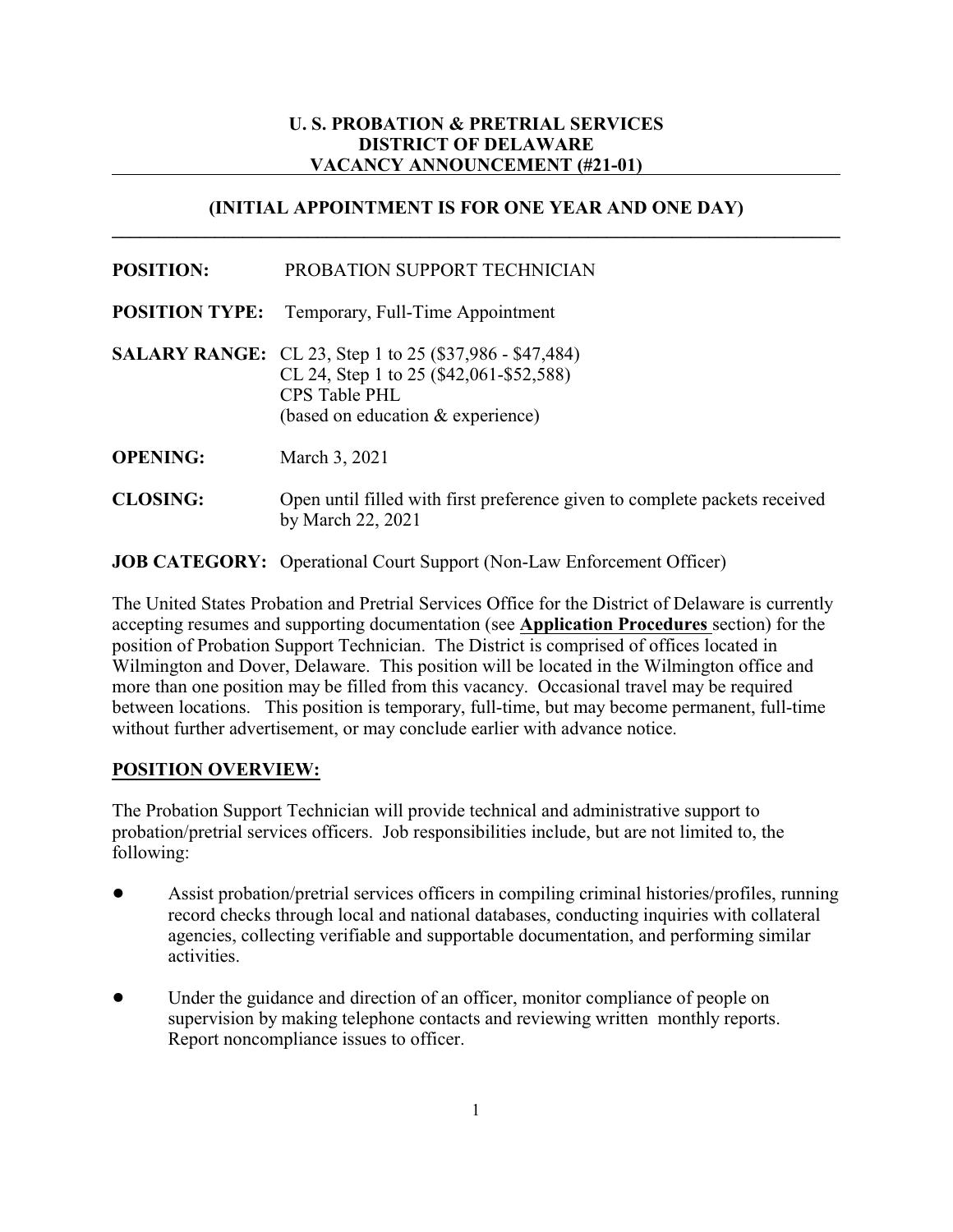**U. S. PROBATION & PRETRIAL SERVICES**
**DISTRICT OF DELAWARE**
**VACANCY ANNOUNCEMENT (#21-01)**

**(INITIAL APPOINTMENT IS FOR ONE YEAR AND ONE DAY)**

**POSITION:** PROBATION SUPPORT TECHNICIAN

**POSITION TYPE:** Temporary, Full-Time Appointment

**SALARY RANGE:** CL 23, Step 1 to 25 ($37,986 - $47,484)
CL 24, Step 1 to 25 ($42,061-$52,588)
CPS Table PHL
(based on education & experience)

**OPENING:** March 3, 2021

**CLOSING:** Open until filled with first preference given to complete packets received by March 22, 2021

**JOB CATEGORY:** Operational Court Support (Non-Law Enforcement Officer)

The United States Probation and Pretrial Services Office for the District of Delaware is currently accepting resumes and supporting documentation (see **Application Procedures** section) for the position of Probation Support Technician. The District is comprised of offices located in Wilmington and Dover, Delaware. This position will be located in the Wilmington office and more than one position may be filled from this vacancy. Occasional travel may be required between locations. This position is temporary, full-time, but may become permanent, full-time without further advertisement, or may conclude earlier with advance notice.

## POSITION OVERVIEW:

The Probation Support Technician will provide technical and administrative support to probation/pretrial services officers. Job responsibilities include, but are not limited to, the following:

- Assist probation/pretrial services officers in compiling criminal histories/profiles, running record checks through local and national databases, conducting inquiries with collateral agencies, collecting verifiable and supportable documentation, and performing similar activities.
- Under the guidance and direction of an officer, monitor compliance of people on supervision by making telephone contacts and reviewing written monthly reports. Report noncompliance issues to officer.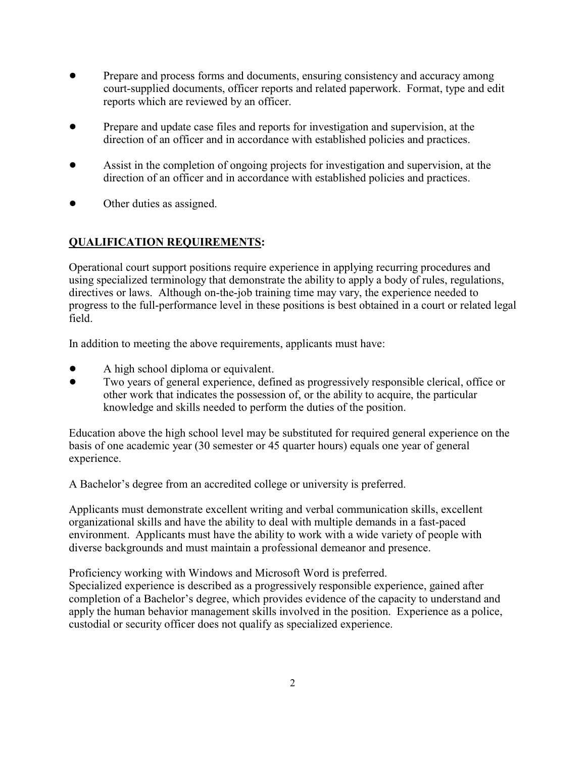- Prepare and process forms and documents, ensuring consistency and accuracy among court-supplied documents, officer reports and related paperwork. Format, type and edit reports which are reviewed by an officer.

- Prepare and update case files and reports for investigation and supervision, at the direction of an officer and in accordance with established policies and practices.

- Assist in the completion of ongoing projects for investigation and supervision, at the direction of an officer and in accordance with established policies and practices.

- Other duties as assigned.

## **QUALIFICATION REQUIREMENTS:**

Operational court support positions require experience in applying recurring procedures and using specialized terminology that demonstrate the ability to apply a body of rules, regulations, directives or laws. Although on-the-job training time may vary, the experience needed to progress to the full-performance level in these positions is best obtained in a court or related legal field.

In addition to meeting the above requirements, applicants must have:

- A high school diploma or equivalent.
- Two years of general experience, defined as progressively responsible clerical, office or other work that indicates the possession of, or the ability to acquire, the particular knowledge and skills needed to perform the duties of the position.

Education above the high school level may be substituted for required general experience on the basis of one academic year (30 semester or 45 quarter hours) equals one year of general experience.

A Bachelor's degree from an accredited college or university is preferred.

Applicants must demonstrate excellent writing and verbal communication skills, excellent organizational skills and have the ability to deal with multiple demands in a fast-paced environment. Applicants must have the ability to work with a wide variety of people with diverse backgrounds and must maintain a professional demeanor and presence.

Proficiency working with Windows and Microsoft Word is preferred.
Specialized experience is described as a progressively responsible experience, gained after completion of a Bachelor's degree, which provides evidence of the capacity to understand and apply the human behavior management skills involved in the position. Experience as a police, custodial or security officer does not qualify as specialized experience.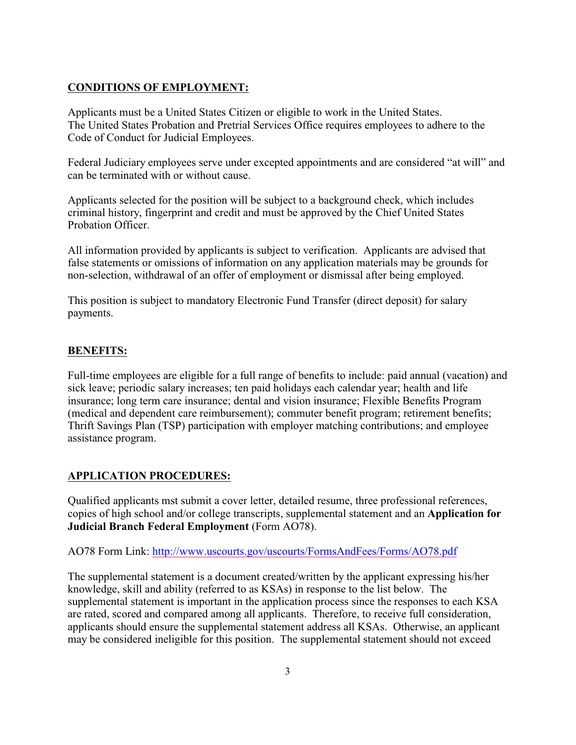**CONDITIONS OF EMPLOYMENT:**

Applicants must be a United States Citizen or eligible to work in the United States.
The United States Probation and Pretrial Services Office requires employees to adhere to the Code of Conduct for Judicial Employees.

Federal Judiciary employees serve under excepted appointments and are considered "at will" and can be terminated with or without cause.

Applicants selected for the position will be subject to a background check, which includes criminal history, fingerprint and credit and must be approved by the Chief United States Probation Officer.

All information provided by applicants is subject to verification. Applicants are advised that false statements or omissions of information on any application materials may be grounds for non-selection, withdrawal of an offer of employment or dismissal after being employed.

This position is subject to mandatory Electronic Fund Transfer (direct deposit) for salary payments.

**BENEFITS:**

Full-time employees are eligible for a full range of benefits to include: paid annual (vacation) and sick leave; periodic salary increases; ten paid holidays each calendar year; health and life insurance; long term care insurance; dental and vision insurance; Flexible Benefits Program (medical and dependent care reimbursement); commuter benefit program; retirement benefits; Thrift Savings Plan (TSP) participation with employer matching contributions; and employee assistance program.

**APPLICATION PROCEDURES:**

Qualified applicants mst submit a cover letter, detailed resume, three professional references, copies of high school and/or college transcripts, supplemental statement and an **Application for Judicial Branch Federal Employment** (Form AO78).

AO78 Form Link: [http://www.uscourts.gov/uscourts/FormsAndFees/Forms/AO78.pdf](http://www.uscourts.gov/uscourts/FormsAndFees/Forms/AO78.pdf)

The supplemental statement is a document created/written by the applicant expressing his/her knowledge, skill and ability (referred to as KSAs) in response to the list below. The supplemental statement is important in the application process since the responses to each KSA are rated, scored and compared among all applicants. Therefore, to receive full consideration, applicants should ensure the supplemental statement address all KSAs. Otherwise, an applicant may be considered ineligible for this position. The supplemental statement should not exceed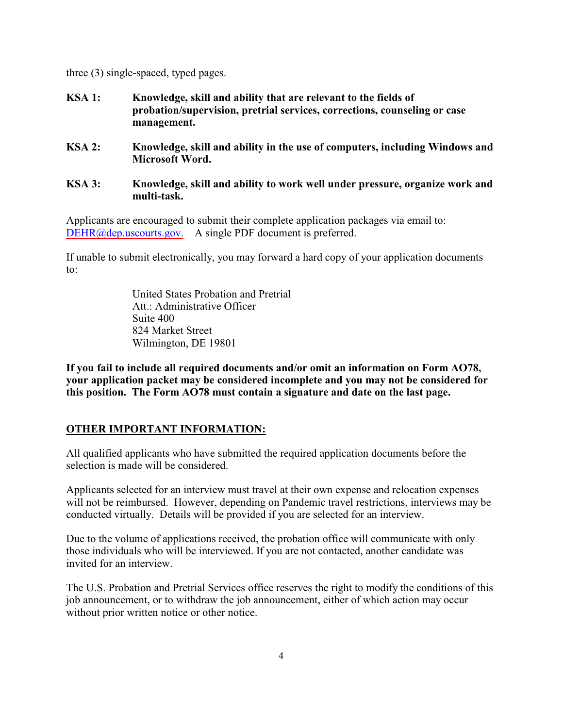three (3) single-spaced, typed pages.

**KSA 1:** **Knowledge, skill and ability that are relevant to the fields of probation/supervision, pretrial services, corrections, counseling or case management.**

**KSA 2:** **Knowledge, skill and ability in the use of computers, including Windows and Microsoft Word.**

**KSA 3:** **Knowledge, skill and ability to work well under pressure, organize work and multi-task.**

Applicants are encouraged to submit their complete application packages via email to: DEHR@dep.uscourts.gov. A single PDF document is preferred.

If unable to submit electronically, you may forward a hard copy of your application documents to:

United States Probation and Pretrial
Att.: Administrative Officer
Suite 400
824 Market Street
Wilmington, DE 19801

**If you fail to include all required documents and/or omit an information on Form AO78, your application packet may be considered incomplete and you may not be considered for this position. The Form AO78 must contain a signature and date on the last page.**

## OTHER IMPORTANT INFORMATION:

All qualified applicants who have submitted the required application documents before the selection is made will be considered.

Applicants selected for an interview must travel at their own expense and relocation expenses will not be reimbursed. However, depending on Pandemic travel restrictions, interviews may be conducted virtually. Details will be provided if you are selected for an interview.

Due to the volume of applications received, the probation office will communicate with only those individuals who will be interviewed. If you are not contacted, another candidate was invited for an interview.

The U.S. Probation and Pretrial Services office reserves the right to modify the conditions of this job announcement, or to withdraw the job announcement, either of which action may occur without prior written notice or other notice.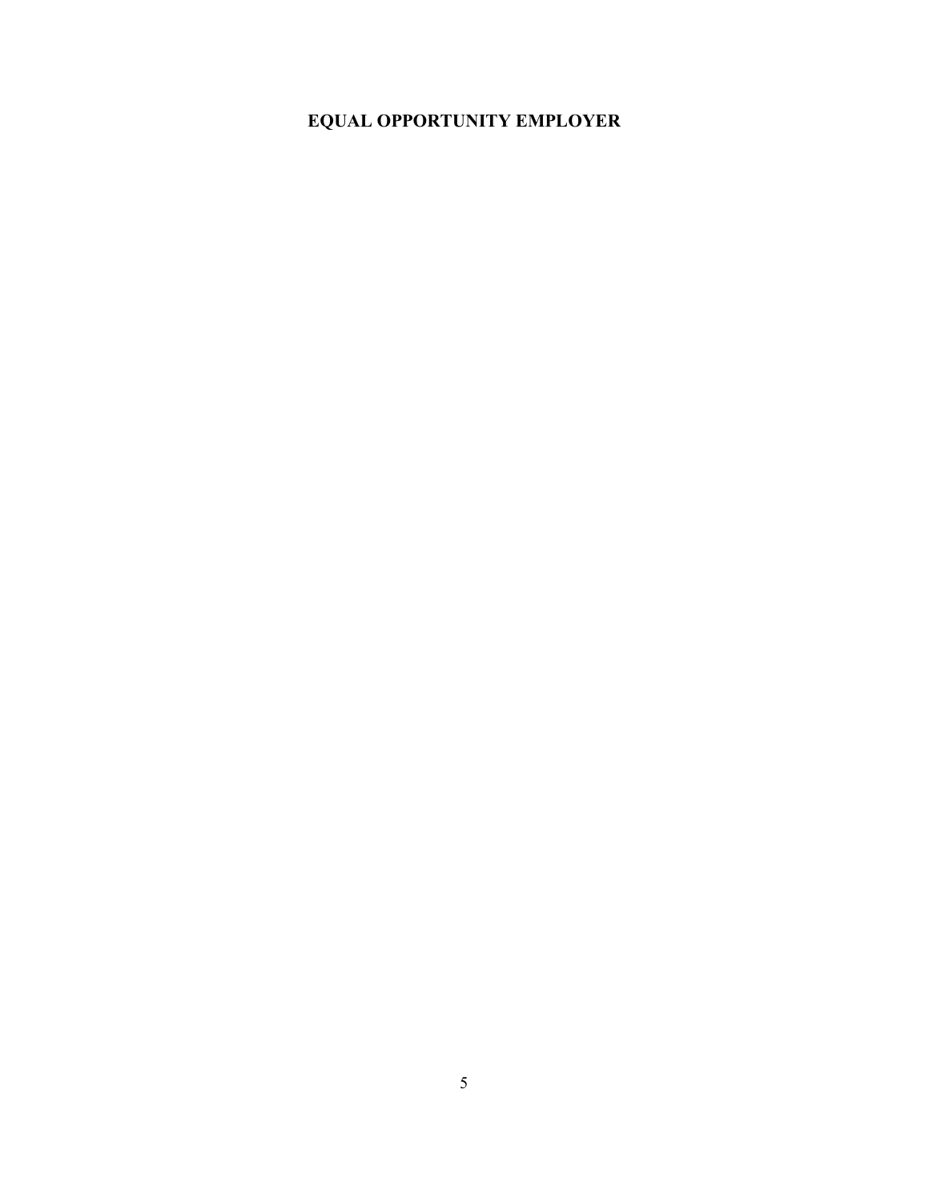**EQUAL OPPORTUNITY EMPLOYER**